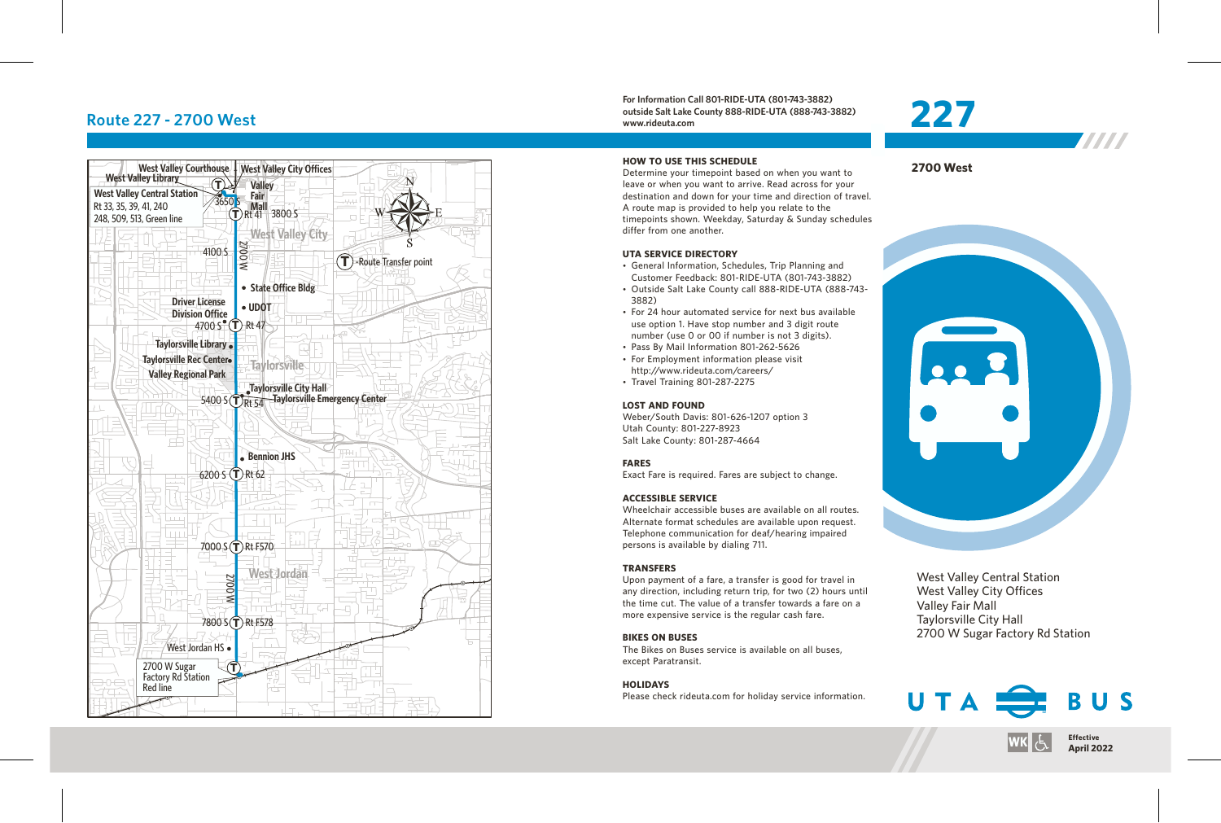# Route 227 - 2700 West

For Information Call 801-RIDE-UTA (801-743-3882)
outside Salt Lake County 888-RIDE-UTA (888-743-3882)
www.rideuta.com

# 227

**2700 West**

West Valley Courthouse
West Valley Library
West Valley Central Station
Rt 33, 35, 39, 41, 240
248, 509, 513, Green line
West Valley City Offices
Valley Fair Mall
3650 S
Rt 41 3800 S
West Valley City
4100 S
2700 W
T -Route Transfer point
State Office Bldg
Driver License Division Office
UDOT
4700 S Rt 47
Taylorsville Library
Taylorsville Rec Center
Taylorsville
Valley Regional Park
Taylorsville City Hall
5400 S Rt 54 Taylorsville Emergency Center
Bennion JHS
6200 S Rt 62
7000 S Rt F570
West Jordan
2700 W
7800 S Rt F578
West Jordan HS
2700 W Sugar Factory Rd Station
Red line

### HOW TO USE THIS SCHEDULE

Determine your timepoint based on when you want to leave or when you want to arrive. Read across for your destination and down for your time and direction of travel. A route map is provided to help you relate to the timepoints shown. Weekday, Saturday & Sunday schedules differ from one another.

### UTA SERVICE DIRECTORY

- General Information, Schedules, Trip Planning and Customer Feedback: 801-RIDE-UTA (801-743-3882)
- Outside Salt Lake County call 888-RIDE-UTA (888-743-3882)
- For 24 hour automated service for next bus available use option 1. Have stop number and 3 digit route number (use 0 or 00 if number is not 3 digits).
- Pass By Mail Information 801-262-5626
- For Employment information please visit http://www.rideuta.com/careers/
- Travel Training 801-287-2275

### LOST AND FOUND

Weber/South Davis: 801-626-1207 option 3
Utah County: 801-227-8923
Salt Lake County: 801-287-4664

### FARES

Exact Fare is required. Fares are subject to change.

### ACCESSIBLE SERVICE

Wheelchair accessible buses are available on all routes. Alternate format schedules are available upon request. Telephone communication for deaf/hearing impaired persons is available by dialing 711.

### TRANSFERS

Upon payment of a fare, a transfer is good for travel in any direction, including return trip, for two (2) hours until the time cut. The value of a transfer towards a fare on a more expensive service is the regular cash fare.

### BIKES ON BUSES

The Bikes on Buses service is available on all buses, except Paratransit.

### HOLIDAYS

Please check rideuta.com for holiday service information.

West Valley Central Station
West Valley City Offices
Valley Fair Mall
Taylorsville City Hall
2700 W Sugar Factory Rd Station

UTA BUS

WK

**Effective April 2022**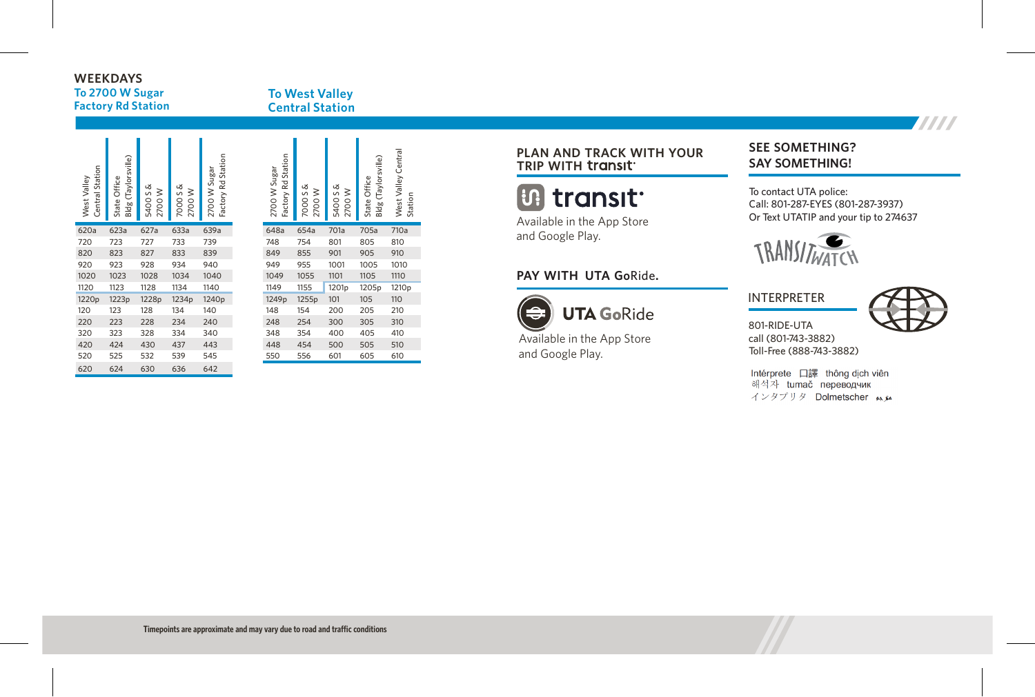## WEEKDAYS

### To 2700 W Sugar Factory Rd Station

| West Valley Central Station | State Office Bldg (Taylorsville) | 5400 S & 2700 W | 7000 S & 2700 W | 2700 W Sugar Factory Rd Station |
|---|---|---|---|---|
| 620a | 623a | 627a | 633a | 639a |
| 720 | 723 | 727 | 733 | 739 |
| 820 | 823 | 827 | 833 | 839 |
| 920 | 923 | 928 | 934 | 940 |
| 1020 | 1023 | 1028 | 1034 | 1040 |
| 1120 | 1123 | 1128 | 1134 | 1140 |
| 1220p | 1223p | 1228p | 1234p | 1240p |
| 120 | 123 | 128 | 134 | 140 |
| 220 | 223 | 228 | 234 | 240 |
| 320 | 323 | 328 | 334 | 340 |
| 420 | 424 | 430 | 437 | 443 |
| 520 | 525 | 532 | 539 | 545 |
| 620 | 624 | 630 | 636 | 642 |

### To West Valley Central Station

| 2700 W Sugar Factory Rd Station | 7000 S & 2700 W | 5400 S & 2700 W | State Office Bldg (Taylorsville) | West Valley Central Station |
|---|---|---|---|---|
| 648a | 654a | 701a | 705a | 710a |
| 748 | 754 | 801 | 805 | 810 |
| 849 | 855 | 901 | 905 | 910 |
| 949 | 955 | 1001 | 1005 | 1010 |
| 1049 | 1055 | 1101 | 1105 | 1110 |
| 1149 | 1155 | 1201p | 1205p | 1210p |
| 1249p | 1255p | 101 | 105 | 110 |
| 148 | 154 | 200 | 205 | 210 |
| 248 | 254 | 300 | 305 | 310 |
| 348 | 354 | 400 | 405 | 410 |
| 448 | 454 | 500 | 505 | 510 |
| 550 | 556 | 601 | 605 | 610 |

## PLAN AND TRACK WITH YOUR TRIP WITH transit

transit

Available in the App Store and Google Play.

## PAY WITH UTA GoRide.

UTA GoRide

Available in the App Store and Google Play.

## SEE SOMETHING? SAY SOMETHING!

To contact UTA police:
Call: 801-287-EYES (801-287-3937)
Or Text UTATIP and your tip to 274637

TRANSITWATCH

## INTERPRETER

801-RIDE-UTA
call (801-743-3882)
Toll-Free (888-743-3882)

Intérprete 口譯 thông dịch viên
해석자 tumač переводчик
インタプリタ Dolmetscher

Timepoints are approximate and may vary due to road and traffic conditions